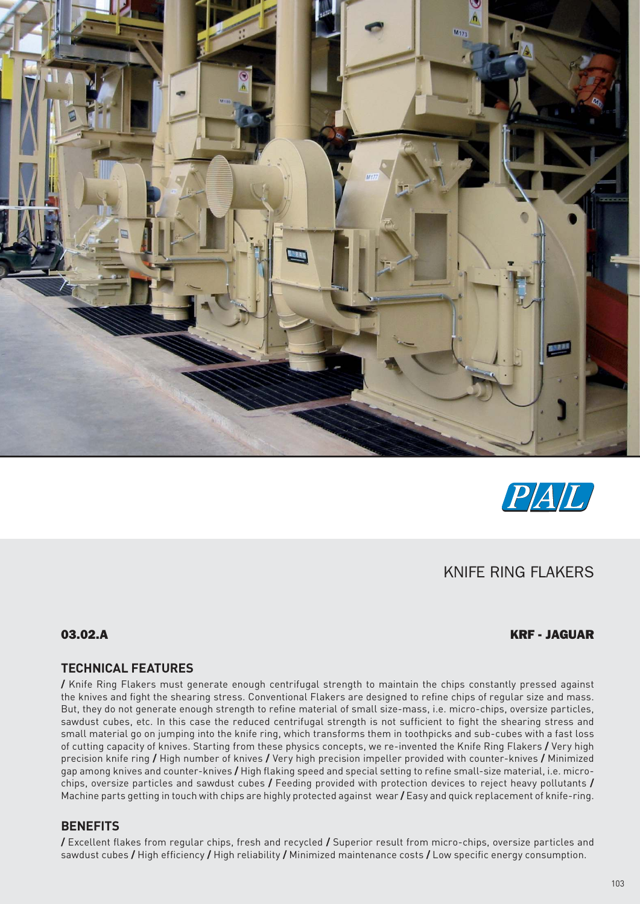PAL

# KNIFE RING FLAKERS

**03.02.A** **KRF - JAGUAR**

## TECHNICAL FEATURES

/ Knife Ring Flakers must generate enough centrifugal strength to maintain the chips constantly pressed against the knives and fight the shearing stress. Conventional Flakers are designed to refine chips of regular size and mass. But, they do not generate enough strength to refine material of small size-mass, i.e. micro-chips, oversize particles, sawdust cubes, etc. In this case the reduced centrifugal strength is not sufficient to fight the shearing stress and small material go on jumping into the knife ring, which transforms them in toothpicks and sub-cubes with a fast loss of cutting capacity of knives. Starting from these physics concepts, we re-invented the Knife Ring Flakers / Very high precision knife ring / High number of knives / Very high precision impeller provided with counter-knives / Minimized gap among knives and counter-knives / High flaking speed and special setting to refine small-size material, i.e. micro-chips, oversize particles and sawdust cubes / Feeding provided with protection devices to reject heavy pollutants / Machine parts getting in touch with chips are highly protected against wear / Easy and quick replacement of knife-ring.

## BENEFITS

/ Excellent flakes from regular chips, fresh and recycled / Superior result from micro-chips, oversize particles and sawdust cubes / High efficiency / High reliability / Minimized maintenance costs / Low specific energy consumption.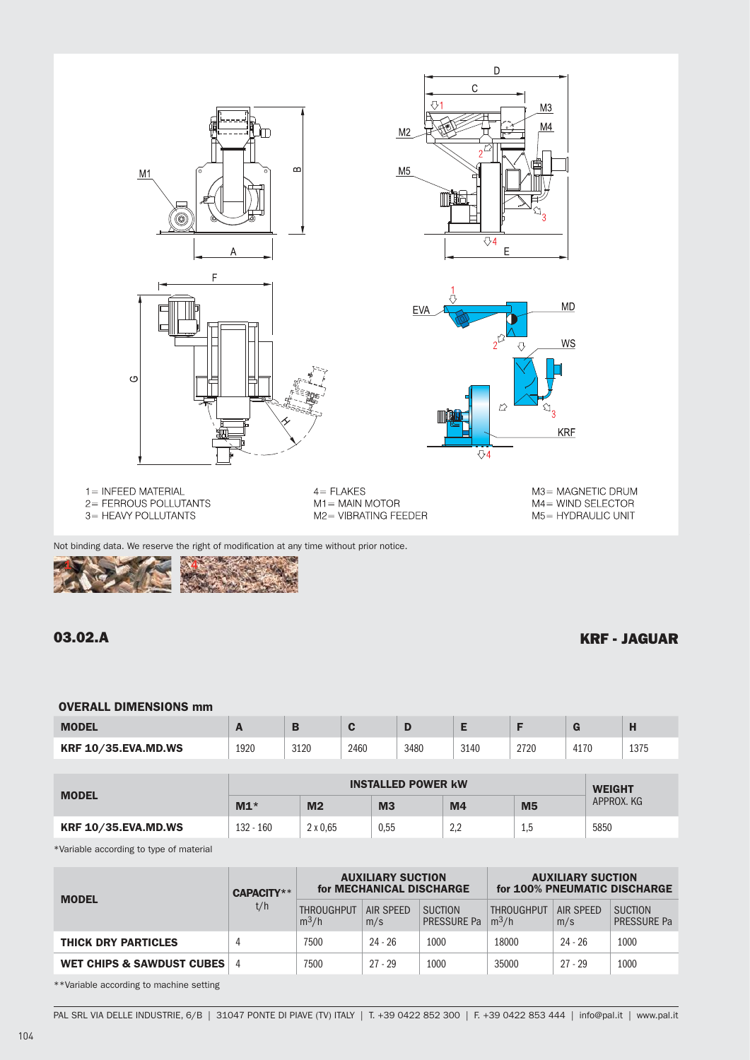D

C

M3

M4

M2

M5

M1

B

A

E

F

G

H

EVA

MD

WS

KRF

1= INFEED MATERIAL
2= FERROUS POLLUTANTS
3= HEAVY POLLUTANTS

4= FLAKES
M1= MAIN MOTOR
M2= VIBRATING FEEDER

M3= MAGNETIC DRUM
M4= WIND SELECTOR
M5= HYDRAULIC UNIT

Not binding data. We reserve the right of modification at any time without prior notice.

## 03.02.A

## KRF - JAGUAR

### OVERALL DIMENSIONS mm

| MODEL | A | B | C | D | E | F | G | H |
|---|---|---|---|---|---|---|---|---|
| KRF 10/35.EVA.MD.WS | 1920 | 3120 | 2460 | 3480 | 3140 | 2720 | 4170 | 1375 |

| MODEL | INSTALLED POWER kW | | | | | WEIGHT APPROX. KG |
|---|---|---|---|---|---|---|
| | M1* | M2 | M3 | M4 | M5 | |
| KRF 10/35.EVA.MD.WS | 132 - 160 | 2 x 0,65 | 0,55 | 2,2 | 1,5 | 5850 |

*Variable according to type of material

| MODEL | CAPACITY** t/h | AUXILIARY SUCTION for MECHANICAL DISCHARGE | | | AUXILIARY SUCTION for 100% PNEUMATIC DISCHARGE | | |
|---|---|---|---|---|---|---|---|
| | | THROUGHPUT $m^3/h$ | AIR SPEED m/s | SUCTION PRESSURE Pa | THROUGHPUT $m^3/h$ | AIR SPEED m/s | SUCTION PRESSURE Pa |
| THICK DRY PARTICLES | 4 | 7500 | 24 - 26 | 1000 | 18000 | 24 - 26 | 1000 |
| WET CHIPS & SAWDUST CUBES | 4 | 7500 | 27 - 29 | 1000 | 35000 | 27 - 29 | 1000 |

**Variable according to machine setting

PAL SRL VIA DELLE INDUSTRIE, 6/B | 31047 PONTE DI PIAVE (TV) ITALY | T. +39 0422 852 300 | F. +39 0422 853 444 | info@pal.it | www.pal.it